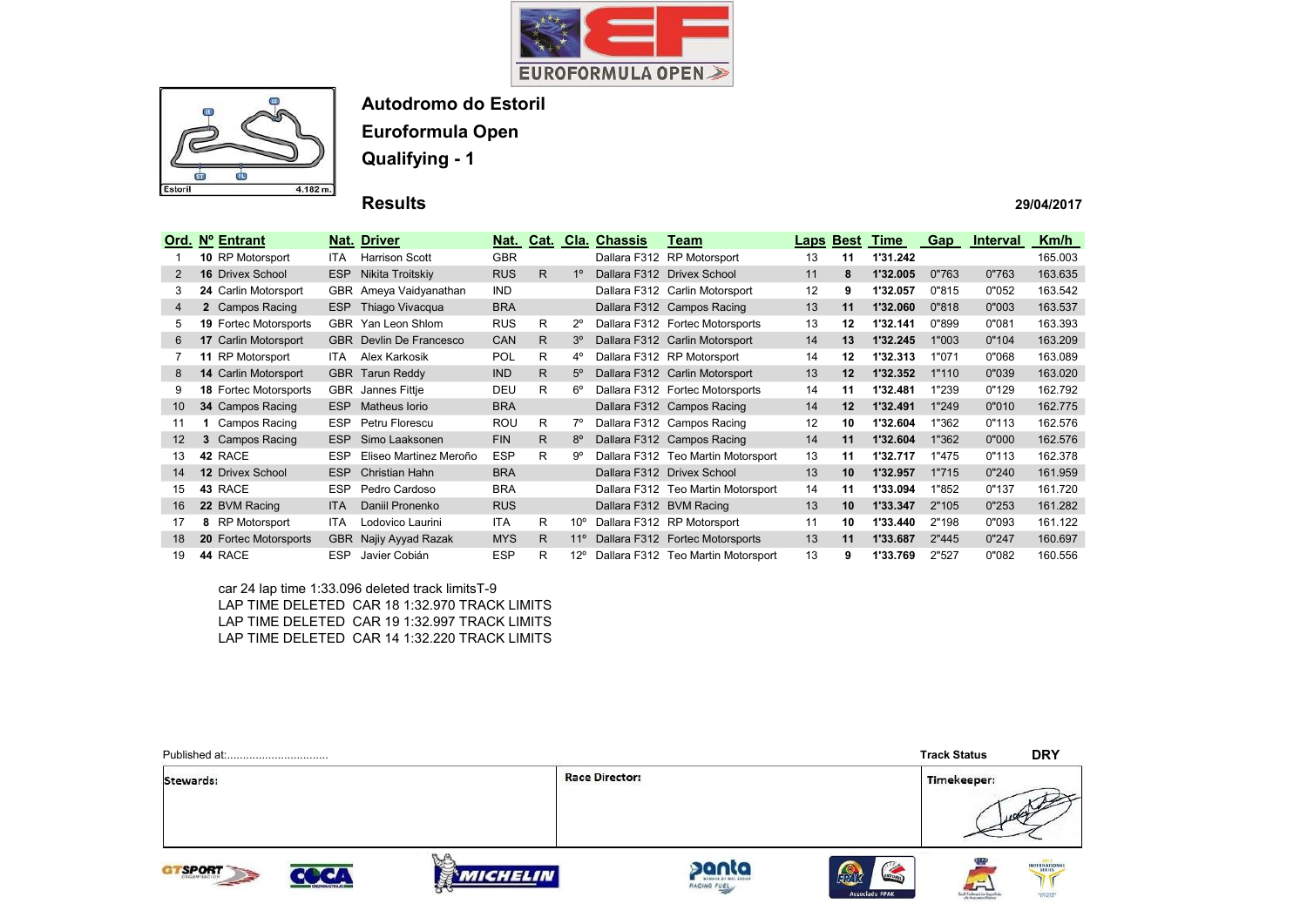# Autodromo do Estoril

## Euroformula Open

## Qualifying - 1

Estoril 4.182 m.

### Results

29/04/2017

| Ord. | Nº | Entrant | Nat. | Driver | Nat. | Cat. | Cla. | Chassis | Team | Laps | Best | Time | Gap | Interval | Km/h |
|---|---|---|---|---|---|---|---|---|---|---|---|---|---|---|---|
| 1 | **10** | RP Motorsport | ITA | Harrison Scott | GBR | | | Dallara F312 | RP Motorsport | 13 | **11** | **1'31.242** | | | 165.003 |
| 2 | **16** | Drivex School | ESP | Nikita Troitskiy | RUS | R | 1º | Dallara F312 | Drivex School | 11 | **8** | **1'32.005** | 0"763 | 0"763 | 163.635 |
| 3 | **24** | Carlin Motorsport | GBR | Ameya Vaidyanathan | IND | | | Dallara F312 | Carlin Motorsport | 12 | **9** | **1'32.057** | 0"815 | 0"052 | 163.542 |
| 4 | **2** | Campos Racing | ESP | Thiago Vivacqua | BRA | | | Dallara F312 | Campos Racing | 13 | **11** | **1'32.060** | 0"818 | 0"003 | 163.537 |
| 5 | **19** | Fortec Motorsports | GBR | Yan Leon Shlom | RUS | R | 2º | Dallara F312 | Fortec Motorsports | 13 | **12** | **1'32.141** | 0"899 | 0"081 | 163.393 |
| 6 | **17** | Carlin Motorsport | GBR | Devlin De Francesco | CAN | R | 3º | Dallara F312 | Carlin Motorsport | 14 | **13** | **1'32.245** | 1"003 | 0"104 | 163.209 |
| 7 | **11** | RP Motorsport | ITA | Alex Karkosik | POL | R | 4º | Dallara F312 | RP Motorsport | 14 | **12** | **1'32.313** | 1"071 | 0"068 | 163.089 |
| 8 | **14** | Carlin Motorsport | GBR | Tarun Reddy | IND | R | 5º | Dallara F312 | Carlin Motorsport | 13 | **12** | **1'32.352** | 1"110 | 0"039 | 163.020 |
| 9 | **18** | Fortec Motorsports | GBR | Jannes Fittje | DEU | R | 6º | Dallara F312 | Fortec Motorsports | 14 | **11** | **1'32.481** | 1"239 | 0"129 | 162.792 |
| 10 | **34** | Campos Racing | ESP | Matheus Iorio | BRA | | | Dallara F312 | Campos Racing | 14 | **12** | **1'32.491** | 1"249 | 0"010 | 162.775 |
| 11 | **1** | Campos Racing | ESP | Petru Florescu | ROU | R | 7º | Dallara F312 | Campos Racing | 12 | **10** | **1'32.604** | 1"362 | 0"113 | 162.576 |
| 12 | **3** | Campos Racing | ESP | Simo Laaksonen | FIN | R | 8º | Dallara F312 | Campos Racing | 14 | **11** | **1'32.604** | 1"362 | 0"000 | 162.576 |
| 13 | **42** | RACE | ESP | Eliseo Martinez Meroño | ESP | R | 9º | Dallara F312 | Teo Martin Motorsport | 13 | **11** | **1'32.717** | 1"475 | 0"113 | 162.378 |
| 14 | **12** | Drivex School | ESP | Christian Hahn | BRA | | | Dallara F312 | Drivex School | 13 | **10** | **1'32.957** | 1"715 | 0"240 | 161.959 |
| 15 | **43** | RACE | ESP | Pedro Cardoso | BRA | | | Dallara F312 | Teo Martin Motorsport | 14 | **11** | **1'33.094** | 1"852 | 0"137 | 161.720 |
| 16 | **22** | BVM Racing | ITA | Daniil Pronenko | RUS | | | Dallara F312 | BVM Racing | 13 | **10** | **1'33.347** | 2"105 | 0"253 | 161.282 |
| 17 | **8** | RP Motorsport | ITA | Lodovico Laurini | ITA | R | 10º | Dallara F312 | RP Motorsport | 11 | **10** | **1'33.440** | 2"198 | 0"093 | 161.122 |
| 18 | **20** | Fortec Motorsports | GBR | Najiy Ayyad Razak | MYS | R | 11º | Dallara F312 | Fortec Motorsports | 13 | **11** | **1'33.687** | 2"445 | 0"247 | 160.697 |
| 19 | **44** | RACE | ESP | Javier Cobián | ESP | R | 12º | Dallara F312 | Teo Martin Motorsport | 13 | **9** | **1'33.769** | 2"527 | 0"082 | 160.556 |

car 24 lap time 1:33.096 deleted track limitsT-9
LAP TIME DELETED CAR 18 1:32.970 TRACK LIMITS
LAP TIME DELETED CAR 19 1:32.997 TRACK LIMITS
LAP TIME DELETED CAR 14 1:32.220 TRACK LIMITS

Published at:................................

Track Status **DRY**

| Stewards: | Race Director: | Timekeeper: |
|---|---|---|
| | | |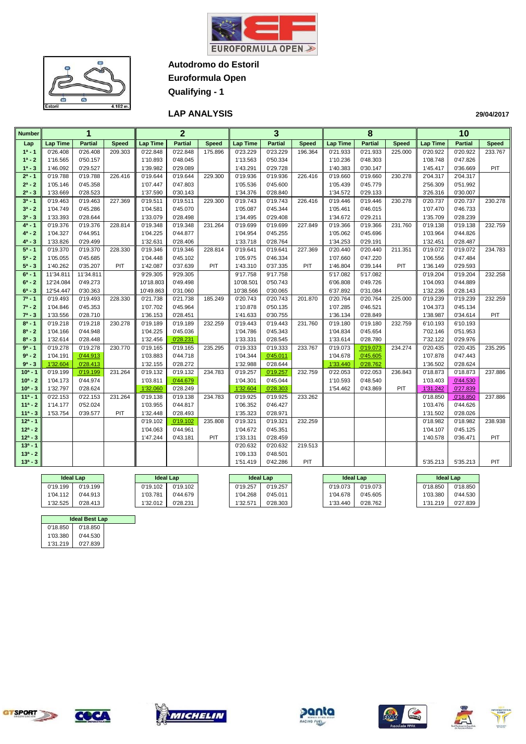**Autodromo do Estoril**

**Euroformula Open**

**Qualifying - 1**

## LAP ANALYSIS

29/04/2017

| Number | 1 | | | 2 | | | 3 | | | 8 | | | 10 | | |
|---|---|---|---|---|---|---|---|---|---|---|---|---|---|---|---|
| Lap | Lap Time | Partial | Speed | Lap Time | Partial | Speed | Lap Time | Partial | Speed | Lap Time | Partial | Speed | Lap Time | Partial | Speed |
| 1ª - 1 | 0'26.408 | 0'26.408 | 209.303 | 0'22.848 | 0'22.848 | 175.896 | 0'23.229 | 0'23.229 | 196.364 | 0'21.933 | 0'21.933 | 225.000 | 0'20.922 | 0'20.922 | 233.767 |
| 1ª - 2 | 1'16.565 | 0'50.157 | | 1'10.893 | 0'48.045 | | 1'13.563 | 0'50.334 | | 1'10.236 | 0'48.303 | | 1'08.748 | 0'47.826 | |
| 1ª - 3 | 1'46.092 | 0'29.527 | | 1'39.982 | 0'29.089 | | 1'43.291 | 0'29.728 | | 1'40.383 | 0'30.147 | | 1'45.417 | 0'36.669 | PIT |
| 2ª - 1 | 0'19.788 | 0'19.788 | 226.416 | 0'19.644 | 0'19.644 | 229.300 | 0'19.936 | 0'19.936 | 226.416 | 0'19.660 | 0'19.660 | 230.278 | 2'04.317 | 2'04.317 | |
| 2ª - 2 | 1'05.146 | 0'45.358 | | 1'07.447 | 0'47.803 | | 1'05.536 | 0'45.600 | | 1'05.439 | 0'45.779 | | 2'56.309 | 0'51.992 | |
| 2ª - 3 | 1'33.669 | 0'28.523 | | 1'37.590 | 0'30.143 | | 1'34.376 | 0'28.840 | | 1'34.572 | 0'29.133 | | 3'26.316 | 0'30.007 | |
| 3ª - 1 | 0'19.463 | 0'19.463 | 227.369 | 0'19.511 | 0'19.511 | 229.300 | 0'19.743 | 0'19.743 | 226.416 | 0'19.446 | 0'19.446 | 230.278 | 0'20.737 | 0'20.737 | 230.278 |
| 3ª - 2 | 1'04.749 | 0'45.286 | | 1'04.581 | 0'45.070 | | 1'05.087 | 0'45.344 | | 1'05.461 | 0'46.015 | | 1'07.470 | 0'46.733 | |
| 3ª - 3 | 1'33.393 | 0'28.644 | | 1'33.079 | 0'28.498 | | 1'34.495 | 0'29.408 | | 1'34.672 | 0'29.211 | | 1'35.709 | 0'28.239 | |
| 4ª - 1 | 0'19.376 | 0'19.376 | 228.814 | 0'19.348 | 0'19.348 | 231.264 | 0'19.699 | 0'19.699 | 227.849 | 0'19.366 | 0'19.366 | 231.760 | 0'19.138 | 0'19.138 | 232.759 |
| 4ª - 2 | 1'04.327 | 0'44.951 | | 1'04.225 | 0'44.877 | | 1'04.954 | 0'45.255 | | 1'05.062 | 0'45.696 | | 1'03.964 | 0'44.826 | |
| 4ª - 3 | 1'33.826 | 0'29.499 | | 1'32.631 | 0'28.406 | | 1'33.718 | 0'28.764 | | 1'34.253 | 0'29.191 | | 1'32.451 | 0'28.487 | |
| 5ª - 1 | 0'19.370 | 0'19.370 | 228.330 | 0'19.346 | 0'19.346 | 228.814 | 0'19.641 | 0'19.641 | 227.369 | 0'20.440 | 0'20.440 | 211.351 | 0'19.072 | 0'19.072 | 234.783 |
| 5ª - 2 | 1'05.055 | 0'45.685 | | 1'04.448 | 0'45.102 | | 1'05.975 | 0'46.334 | | 1'07.660 | 0'47.220 | | 1'06.556 | 0'47.484 | |
| 5ª - 3 | 1'40.262 | 0'35.207 | PIT | 1'42.087 | 0'37.639 | PIT | 1'43.310 | 0'37.335 | PIT | 1'46.804 | 0'39.144 | PIT | 1'36.149 | 0'29.593 | |
| 6ª - 1 | 11'34.811 | 11'34.811 | | 9'29.305 | 9'29.305 | | 9'17.758 | 9'17.758 | | 5'17.082 | 5'17.082 | | 0'19.204 | 0'19.204 | 232.258 |
| 6ª - 2 | 12'24.084 | 0'49.273 | | 10'18.803 | 0'49.498 | | 10'08.501 | 0'50.743 | | 6'06.808 | 0'49.726 | | 1'04.093 | 0'44.889 | |
| 6ª - 3 | 12'54.447 | 0'30.363 | | 10'49.863 | 0'31.060 | | 10'38.566 | 0'30.065 | | 6'37.892 | 0'31.084 | | 1'32.236 | 0'28.143 | |
| 7ª - 1 | 0'19.493 | 0'19.493 | 228.330 | 0'21.738 | 0'21.738 | 185.249 | 0'20.743 | 0'20.743 | 201.870 | 0'20.764 | 0'20.764 | 225.000 | 0'19.239 | 0'19.239 | 232.259 |
| 7ª - 2 | 1'04.846 | 0'45.353 | | 1'07.702 | 0'45.964 | | 1'10.878 | 0'50.135 | | 1'07.285 | 0'46.521 | | 1'04.373 | 0'45.134 | |
| 7ª - 3 | 1'33.556 | 0'28.710 | | 1'36.153 | 0'28.451 | | 1'41.633 | 0'30.755 | | 1'36.134 | 0'28.849 | | 1'38.987 | 0'34.614 | PIT |
| 8ª - 1 | 0'19.218 | 0'19.218 | 230.278 | 0'19.189 | 0'19.189 | 232.259 | 0'19.443 | 0'19.443 | 231.760 | 0'19.180 | 0'19.180 | 232.759 | 6'10.193 | 6'10.193 | |
| 8ª - 2 | 1'04.166 | 0'44.948 | | 1'04.225 | 0'45.036 | | 1'04.786 | 0'45.343 | | 1'04.834 | 0'45.654 | | 7'02.146 | 0'51.953 | |
| 8ª - 3 | 1'32.614 | 0'28.448 | | 1'32.456 | 0'28.231 | | 1'33.331 | 0'28.545 | | 1'33.614 | 0'28.780 | | 7'32.122 | 0'29.976 | |
| 9ª - 1 | 0'19.278 | 0'19.278 | 230.770 | 0'19.165 | 0'19.165 | 235.295 | 0'19.333 | 0'19.333 | 233.767 | 0'19.073 | 0'19.073 | 234.274 | 0'20.435 | 0'20.435 | 235.295 |
| 9ª - 2 | 1'04.191 | 0'44.913 | | 1'03.883 | 0'44.718 | | 1'04.344 | 0'45.011 | | 1'04.678 | 0'45.605 | | 1'07.878 | 0'47.443 | |
| 9ª - 3 | 1'32.604 | 0'28.413 | | 1'32.155 | 0'28.272 | | 1'32.988 | 0'28.644 | | 1'33.440 | 0'28.762 | | 1'36.502 | 0'28.624 | |
| 10ª - 1 | 0'19.199 | 0'19.199 | 231.264 | 0'19.132 | 0'19.132 | 234.783 | 0'19.257 | 0'19.257 | 232.759 | 0'22.053 | 0'22.053 | 236.843 | 0'18.873 | 0'18.873 | 237.886 |
| 10ª - 2 | 1'04.173 | 0'44.974 | | 1'03.811 | 0'44.679 | | 1'04.301 | 0'45.044 | | 1'10.593 | 0'48.540 | | 1'03.403 | 0'44.530 | |
| 10ª - 3 | 1'32.797 | 0'28.624 | | 1'32.060 | 0'28.249 | | 1'32.604 | 0'28.303 | | 1'54.462 | 0'43.869 | PIT | 1'31.242 | 0'27.839 | |
| 11ª - 1 | 0'22.153 | 0'22.153 | 231.264 | 0'19.138 | 0'19.138 | 234.783 | 0'19.925 | 0'19.925 | 233.262 | | | | 0'18.850 | 0'18.850 | 237.886 |
| 11ª - 2 | 1'14.177 | 0'52.024 | | 1'03.955 | 0'44.817 | | 1'06.352 | 0'46.427 | | | | | 1'03.476 | 0'44.626 | |
| 11ª - 3 | 1'53.754 | 0'39.577 | PIT | 1'32.448 | 0'28.493 | | 1'35.323 | 0'28.971 | | | | | 1'31.502 | 0'28.026 | |
| 12ª - 1 | | | | 0'19.102 | 0'19.102 | 235.808 | 0'19.321 | 0'19.321 | 232.259 | | | | 0'18.982 | 0'18.982 | 238.938 |
| 12ª - 2 | | | | 1'04.063 | 0'44.961 | | 1'04.672 | 0'45.351 | | | | | 1'04.107 | 0'45.125 | |
| 12ª - 3 | | | | 1'47.244 | 0'43.181 | PIT | 1'33.131 | 0'28.459 | | | | | 1'40.578 | 0'36.471 | PIT |
| 13ª - 1 | | | | | | | 0'20.632 | 0'20.632 | 219.513 | | | | | | |
| 13ª - 2 | | | | | | | 1'09.133 | 0'48.501 | | | | | | | |
| 13ª - 3 | | | | | | | 1'51.419 | 0'42.286 | PIT | | | | 5'35.213 | 5'35.213 | PIT |

| Ideal Lap (1) | | Ideal Lap (2) | | Ideal Lap (3) | | Ideal Lap (8) | | Ideal Lap (10) | |
|---|---|---|---|---|---|---|---|---|---|
| 0'19.199 | 0'19.199 | 0'19.102 | 0'19.102 | 0'19.257 | 0'19.257 | 0'19.073 | 0'19.073 | 0'18.850 | 0'18.850 |
| 1'04.112 | 0'44.913 | 1'03.781 | 0'44.679 | 1'04.268 | 0'45.011 | 1'04.678 | 0'45.605 | 1'03.380 | 0'44.530 |
| 1'32.525 | 0'28.413 | 1'32.012 | 0'28.231 | 1'32.571 | 0'28.303 | 1'33.440 | 0'28.762 | 1'31.219 | 0'27.839 |

| Ideal Best Lap | |
|---|---|
| 0'18.850 | 0'18.850 |
| 1'03.380 | 0'44.530 |
| 1'31.219 | 0'27.839 |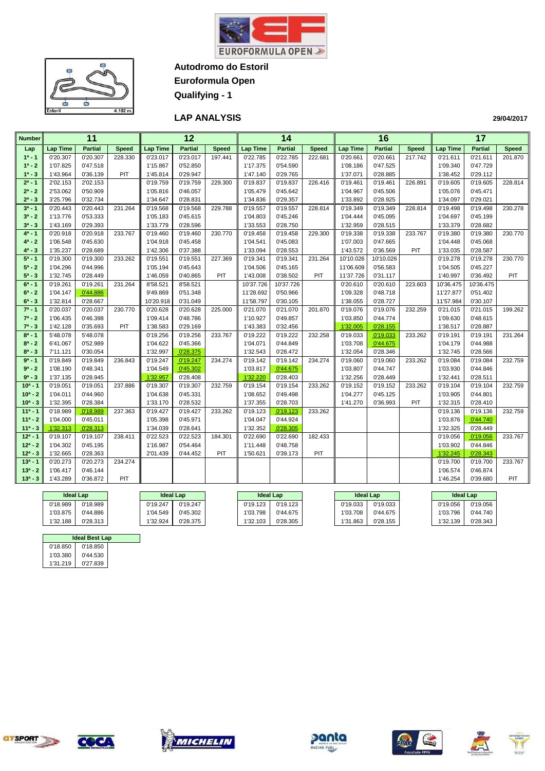# Autodromo do Estoril

## Euroformula Open

## Qualifying - 1

### LAP ANALYSIS

29/04/2017

| Number | 11 | | | 12 | | | 14 | | | 16 | | | 17 | | |
|---|---|---|---|---|---|---|---|---|---|---|---|---|---|---|---|
| Lap | Lap Time | Partial | Speed | Lap Time | Partial | Speed | Lap Time | Partial | Speed | Lap Time | Partial | Speed | Lap Time | Partial | Speed |
| 1ª - 1 | 0'20.307 | 0'20.307 | 228.330 | 0'23.017 | 0'23.017 | 197.441 | 0'22.785 | 0'22.785 | 222.681 | 0'20.661 | 0'20.661 | 217.742 | 0'21.611 | 0'21.611 | 201.870 |
| 1ª - 2 | 1'07.825 | 0'47.518 | | 1'15.867 | 0'52.850 | | 1'17.375 | 0'54.590 | | 1'08.186 | 0'47.525 | | 1'09.340 | 0'47.729 | |
| 1ª - 3 | 1'43.964 | 0'36.139 | PIT | 1'45.814 | 0'29.947 | | 1'47.140 | 0'29.765 | | 1'37.071 | 0'28.885 | | 1'38.452 | 0'29.112 | |
| 2ª - 1 | 2'02.153 | 2'02.153 | | 0'19.759 | 0'19.759 | 229.300 | 0'19.837 | 0'19.837 | 226.416 | 0'19.461 | 0'19.461 | 226.891 | 0'19.605 | 0'19.605 | 228.814 |
| 2ª - 2 | 2'53.062 | 0'50.909 | | 1'05.816 | 0'46.057 | | 1'05.479 | 0'45.642 | | 1'04.967 | 0'45.506 | | 1'05.076 | 0'45.471 | |
| 2ª - 3 | 3'25.796 | 0'32.734 | | 1'34.647 | 0'28.831 | | 1'34.836 | 0'29.357 | | 1'33.892 | 0'28.925 | | 1'34.097 | 0'29.021 | |
| 3ª - 1 | 0'20.443 | 0'20.443 | 231.264 | 0'19.568 | 0'19.568 | 229.788 | 0'19.557 | 0'19.557 | 228.814 | 0'19.349 | 0'19.349 | 228.814 | 0'19.498 | 0'19.498 | 230.278 |
| 3ª - 2 | 1'13.776 | 0'53.333 | | 1'05.183 | 0'45.615 | | 1'04.803 | 0'45.246 | | 1'04.444 | 0'45.095 | | 1'04.697 | 0'45.199 | |
| 3ª - 3 | 1'43.169 | 0'29.393 | | 1'33.779 | 0'28.596 | | 1'33.553 | 0'28.750 | | 1'32.959 | 0'28.515 | | 1'33.379 | 0'28.682 | |
| 4ª - 1 | 0'20.918 | 0'20.918 | 233.767 | 0'19.460 | 0'19.460 | 230.770 | 0'19.458 | 0'19.458 | 229.300 | 0'19.338 | 0'19.338 | 233.767 | 0'19.380 | 0'19.380 | 230.770 |
| 4ª - 2 | 1'06.548 | 0'45.630 | | 1'04.918 | 0'45.458 | | 1'04.541 | 0'45.083 | | 1'07.003 | 0'47.665 | | 1'04.448 | 0'45.068 | |
| 4ª - 3 | 1'35.237 | 0'28.689 | | 1'42.306 | 0'37.388 | | 1'33.094 | 0'28.553 | | 1'43.572 | 0'36.569 | PIT | 1'33.035 | 0'28.587 | |
| 5ª - 1 | 0'19.300 | 0'19.300 | 233.262 | 0'19.551 | 0'19.551 | 227.369 | 0'19.341 | 0'19.341 | 231.264 | 10'10.026 | 10'10.026 | | 0'19.278 | 0'19.278 | 230.770 |
| 5ª - 2 | 1'04.296 | 0'44.996 | | 1'05.194 | 0'45.643 | | 1'04.506 | 0'45.165 | | 11'06.609 | 0'56.583 | | 1'04.505 | 0'45.227 | |
| 5ª - 3 | 1'32.745 | 0'28.449 | | 1'46.059 | 0'40.865 | PIT | 1'43.008 | 0'38.502 | PIT | 11'37.726 | 0'31.117 | | 1'40.997 | 0'36.492 | PIT |
| 6ª - 1 | 0'19.261 | 0'19.261 | 231.264 | 8'58.521 | 8'58.521 | | 10'37.726 | 10'37.726 | | 0'20.610 | 0'20.610 | 223.603 | 10'36.475 | 10'36.475 | |
| 6ª - 2 | 1'04.147 | 0'44.886 | | 9'49.869 | 0'51.348 | | 11'28.692 | 0'50.966 | | 1'09.328 | 0'48.718 | | 11'27.877 | 0'51.402 | |
| 6ª - 3 | 1'32.814 | 0'28.667 | | 10'20.918 | 0'31.049 | | 11'58.797 | 0'30.105 | | 1'38.055 | 0'28.727 | | 11'57.984 | 0'30.107 | |
| 7ª - 1 | 0'20.037 | 0'20.037 | 230.770 | 0'20.628 | 0'20.628 | 225.000 | 0'21.070 | 0'21.070 | 201.870 | 0'19.076 | 0'19.076 | 232.259 | 0'21.015 | 0'21.015 | 199.262 |
| 7ª - 2 | 1'06.435 | 0'46.398 | | 1'09.414 | 0'48.786 | | 1'10.927 | 0'49.857 | | 1'03.850 | 0'44.774 | | 1'09.630 | 0'48.615 | |
| 7ª - 3 | 1'42.128 | 0'35.693 | PIT | 1'38.583 | 0'29.169 | | 1'43.383 | 0'32.456 | | 1'32.005 | 0'28.155 | | 1'38.517 | 0'28.887 | |
| 8ª - 1 | 5'48.078 | 5'48.078 | | 0'19.256 | 0'19.256 | 233.767 | 0'19.222 | 0'19.222 | 232.258 | 0'19.033 | 0'19.033 | 233.262 | 0'19.191 | 0'19.191 | 231.264 |
| 8ª - 2 | 6'41.067 | 0'52.989 | | 1'04.622 | 0'45.366 | | 1'04.071 | 0'44.849 | | 1'03.708 | 0'44.675 | | 1'04.179 | 0'44.988 | |
| 8ª - 3 | 7'11.121 | 0'30.054 | | 1'32.997 | 0'28.375 | | 1'32.543 | 0'28.472 | | 1'32.054 | 0'28.346 | | 1'32.745 | 0'28.566 | |
| 9ª - 1 | 0'19.849 | 0'19.849 | 236.843 | 0'19.247 | 0'19.247 | 234.274 | 0'19.142 | 0'19.142 | 234.274 | 0'19.060 | 0'19.060 | 233.262 | 0'19.084 | 0'19.084 | 232.759 |
| 9ª - 2 | 1'08.190 | 0'48.341 | | 1'04.549 | 0'45.302 | | 1'03.817 | 0'44.675 | | 1'03.807 | 0'44.747 | | 1'03.930 | 0'44.846 | |
| 9ª - 3 | 1'37.135 | 0'28.945 | | 1'32.957 | 0'28.408 | | 1'32.220 | 0'28.403 | | 1'32.256 | 0'28.449 | | 1'32.441 | 0'28.511 | |
| 10ª - 1 | 0'19.051 | 0'19.051 | 237.886 | 0'19.307 | 0'19.307 | 232.759 | 0'19.154 | 0'19.154 | 233.262 | 0'19.152 | 0'19.152 | 233.262 | 0'19.104 | 0'19.104 | 232.759 |
| 10ª - 2 | 1'04.011 | 0'44.960 | | 1'04.638 | 0'45.331 | | 1'08.652 | 0'49.498 | | 1'04.277 | 0'45.125 | | 1'03.905 | 0'44.801 | |
| 10ª - 3 | 1'32.395 | 0'28.384 | | 1'33.170 | 0'28.532 | | 1'37.355 | 0'28.703 | | 1'41.270 | 0'36.993 | PIT | 1'32.315 | 0'28.410 | |
| 11ª - 1 | 0'18.989 | 0'18.989 | 237.363 | 0'19.427 | 0'19.427 | 233.262 | 0'19.123 | 0'19.123 | 233.262 | | | | 0'19.136 | 0'19.136 | 232.759 |
| 11ª - 2 | 1'04.000 | 0'45.011 | | 1'05.398 | 0'45.971 | | 1'04.047 | 0'44.924 | | | | | 1'03.876 | 0'44.740 | |
| 11ª - 3 | 1'32.313 | 0'28.313 | | 1'34.039 | 0'28.641 | | 1'32.352 | 0'28.305 | | | | | 1'32.325 | 0'28.449 | |
| 12ª - 1 | 0'19.107 | 0'19.107 | 238.411 | 0'22.523 | 0'22.523 | 184.301 | 0'22.690 | 0'22.690 | 182.433 | | | | 0'19.056 | 0'19.056 | 233.767 |
| 12ª - 2 | 1'04.302 | 0'45.195 | | 1'16.987 | 0'54.464 | | 1'11.448 | 0'48.758 | | | | | 1'03.902 | 0'44.846 | |
| 12ª - 3 | 1'32.665 | 0'28.363 | | 2'01.439 | 0'44.452 | PIT | 1'50.621 | 0'39.173 | PIT | | | | 1'32.245 | 0'28.343 | |
| 13ª - 1 | 0'20.273 | 0'20.273 | 234.274 | | | | | | | | | | 0'19.700 | 0'19.700 | 233.767 |
| 13ª - 2 | 1'06.417 | 0'46.144 | | | | | | | | | | | 1'06.574 | 0'46.874 | |
| 13ª - 3 | 1'43.289 | 0'36.872 | PIT | | | | | | | | | | 1'46.254 | 0'39.680 | PIT |

| Ideal Lap (11) | |
|---|---|
| 0'18.989 | 0'18.989 |
| 1'03.875 | 0'44.886 |
| 1'32.188 | 0'28.313 |

| Ideal Lap (12) | |
|---|---|
| 0'19.247 | 0'19.247 |
| 1'04.549 | 0'45.302 |
| 1'32.924 | 0'28.375 |

| Ideal Lap (14) | |
|---|---|
| 0'19.123 | 0'19.123 |
| 1'03.798 | 0'44.675 |
| 1'32.103 | 0'28.305 |

| Ideal Lap (16) | |
|---|---|
| 0'19.033 | 0'19.033 |
| 1'03.708 | 0'44.675 |
| 1'31.863 | 0'28.155 |

| Ideal Lap (17) | |
|---|---|
| 0'19.056 | 0'19.056 |
| 1'03.796 | 0'44.740 |
| 1'32.139 | 0'28.343 |

| Ideal Best Lap | |
|---|---|
| 0'18.850 | 0'18.850 |
| 1'03.380 | 0'44.530 |
| 1'31.219 | 0'27.839 |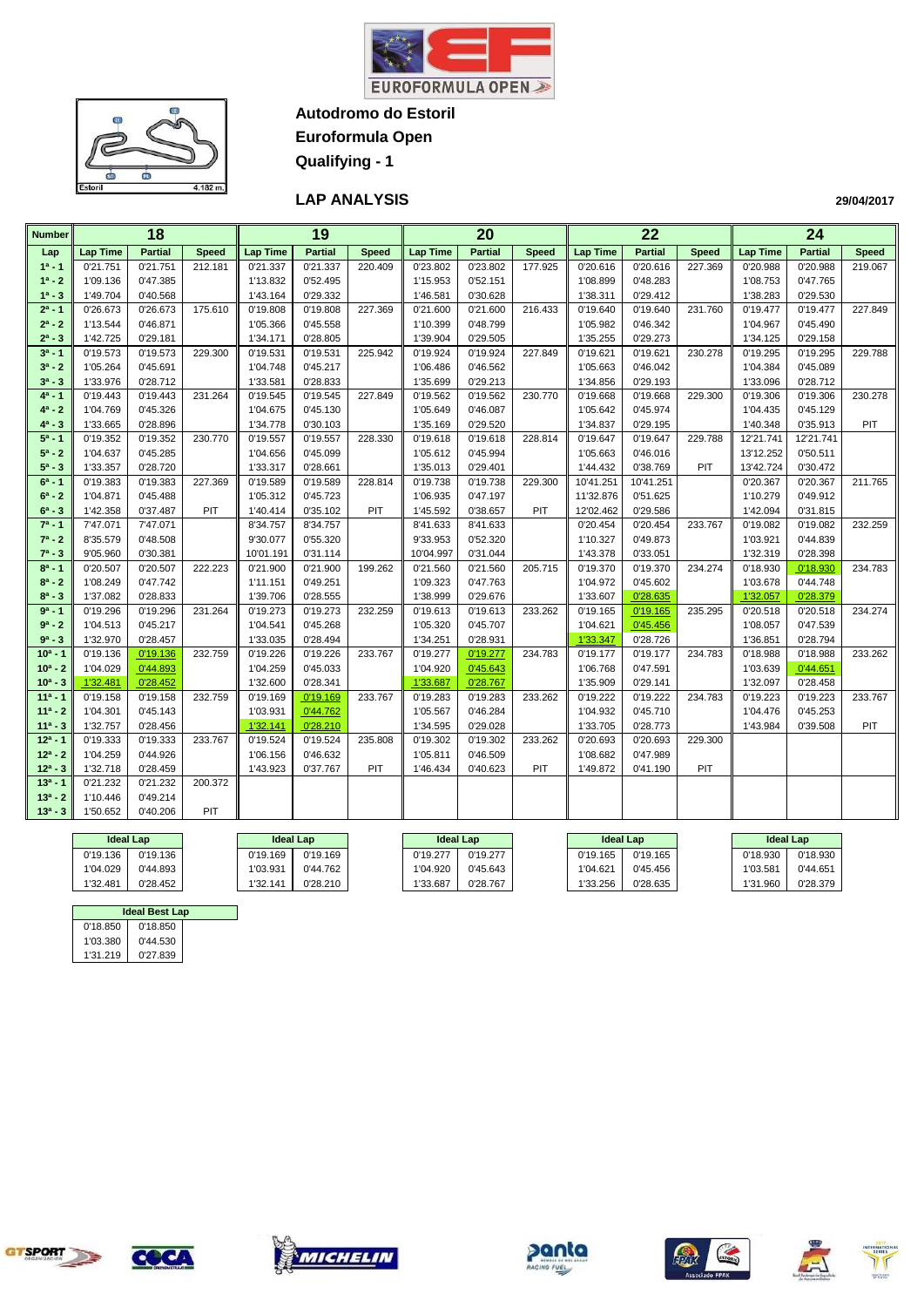# Autodromo do Estoril

## Euroformula Open

## Qualifying - 1

### LAP ANALYSIS

29/04/2017

| Number | 18 | | | 19 | | | 20 | | | 22 | | | 24 | | |
|---|---|---|---|---|---|---|---|---|---|---|---|---|---|---|---|
| Lap | Lap Time | Partial | Speed | Lap Time | Partial | Speed | Lap Time | Partial | Speed | Lap Time | Partial | Speed | Lap Time | Partial | Speed |
| 1ª - 1 | 0'21.751 | 0'21.751 | 212.181 | 0'21.337 | 0'21.337 | 220.409 | 0'23.802 | 0'23.802 | 177.925 | 0'20.616 | 0'20.616 | 227.369 | 0'20.988 | 0'20.988 | 219.067 |
| 1ª - 2 | 1'09.136 | 0'47.385 | | 1'13.832 | 0'52.495 | | 1'15.953 | 0'52.151 | | 1'08.899 | 0'48.283 | | 1'08.753 | 0'47.765 | |
| 1ª - 3 | 1'49.704 | 0'40.568 | | 1'43.164 | 0'29.332 | | 1'46.581 | 0'30.628 | | 1'38.311 | 0'29.412 | | 1'38.283 | 0'29.530 | |
| 2ª - 1 | 0'26.673 | 0'26.673 | 175.610 | 0'19.808 | 0'19.808 | 227.369 | 0'21.600 | 0'21.600 | 216.433 | 0'19.640 | 0'19.640 | 231.760 | 0'19.477 | 0'19.477 | 227.849 |
| 2ª - 2 | 1'13.544 | 0'46.871 | | 1'05.366 | 0'45.558 | | 1'10.399 | 0'48.799 | | 1'05.982 | 0'46.342 | | 1'04.967 | 0'45.490 | |
| 2ª - 3 | 1'42.725 | 0'29.181 | | 1'34.171 | 0'28.805 | | 1'39.904 | 0'29.505 | | 1'35.255 | 0'29.273 | | 1'34.125 | 0'29.158 | |
| 3ª - 1 | 0'19.573 | 0'19.573 | 229.300 | 0'19.531 | 0'19.531 | 225.942 | 0'19.924 | 0'19.924 | 227.849 | 0'19.621 | 0'19.621 | 230.278 | 0'19.295 | 0'19.295 | 229.788 |
| 3ª - 2 | 1'05.264 | 0'45.691 | | 1'04.748 | 0'45.217 | | 1'06.486 | 0'46.562 | | 1'05.663 | 0'46.042 | | 1'04.384 | 0'45.089 | |
| 3ª - 3 | 1'33.976 | 0'28.712 | | 1'33.581 | 0'28.833 | | 1'35.699 | 0'29.213 | | 1'34.856 | 0'29.193 | | 1'33.096 | 0'28.712 | |
| 4ª - 1 | 0'19.443 | 0'19.443 | 231.264 | 0'19.545 | 0'19.545 | 227.849 | 0'19.562 | 0'19.562 | 230.770 | 0'19.668 | 0'19.668 | 229.300 | 0'19.306 | 0'19.306 | 230.278 |
| 4ª - 2 | 1'04.769 | 0'45.326 | | 1'04.675 | 0'45.130 | | 1'05.649 | 0'46.087 | | 1'05.642 | 0'45.974 | | 1'04.435 | 0'45.129 | |
| 4ª - 3 | 1'33.665 | 0'28.896 | | 1'34.778 | 0'30.103 | | 1'35.169 | 0'29.520 | | 1'34.837 | 0'29.195 | | 1'40.348 | 0'35.913 | PIT |
| 5ª - 1 | 0'19.352 | 0'19.352 | 230.770 | 0'19.557 | 0'19.557 | 228.330 | 0'19.618 | 0'19.618 | 228.814 | 0'19.647 | 0'19.647 | 229.788 | 12'21.741 | 12'21.741 | |
| 5ª - 2 | 1'04.637 | 0'45.285 | | 1'04.656 | 0'45.099 | | 1'05.612 | 0'45.994 | | 1'05.663 | 0'46.016 | | 13'12.252 | 0'50.511 | |
| 5ª - 3 | 1'33.357 | 0'28.720 | | 1'33.317 | 0'28.661 | | 1'35.013 | 0'29.401 | | 1'44.432 | 0'38.769 | PIT | 13'42.724 | 0'30.472 | |
| 6ª - 1 | 0'19.383 | 0'19.383 | 227.369 | 0'19.589 | 0'19.589 | 228.814 | 0'19.738 | 0'19.738 | 229.300 | 10'41.251 | 10'41.251 | | 0'20.367 | 0'20.367 | 211.765 |
| 6ª - 2 | 1'04.871 | 0'45.488 | | 1'05.312 | 0'45.723 | | 1'06.935 | 0'47.197 | | 11'32.876 | 0'51.625 | | 1'10.279 | 0'49.912 | |
| 6ª - 3 | 1'42.358 | 0'37.487 | PIT | 1'40.414 | 0'35.102 | PIT | 1'45.592 | 0'38.657 | PIT | 12'02.462 | 0'29.586 | | 1'42.094 | 0'31.815 | |
| 7ª - 1 | 7'47.071 | 7'47.071 | | 8'34.757 | 8'34.757 | | 8'41.633 | 8'41.633 | | 0'20.454 | 0'20.454 | 233.767 | 0'19.082 | 0'19.082 | 232.259 |
| 7ª - 2 | 8'35.579 | 0'48.508 | | 9'30.077 | 0'55.320 | | 9'33.953 | 0'52.320 | | 1'10.327 | 0'49.873 | | 1'03.921 | 0'44.839 | |
| 7ª - 3 | 9'05.960 | 0'30.381 | | 10'01.191 | 0'31.114 | | 10'04.997 | 0'31.044 | | 1'43.378 | 0'33.051 | | 1'32.319 | 0'28.398 | |
| 8ª - 1 | 0'20.507 | 0'20.507 | 222.223 | 0'21.900 | 0'21.900 | 199.262 | 0'21.560 | 0'21.560 | 205.715 | 0'19.370 | 0'19.370 | 234.274 | 0'18.930 | 0'18.930 | 234.783 |
| 8ª - 2 | 1'08.249 | 0'47.742 | | 1'11.151 | 0'49.251 | | 1'09.323 | 0'47.763 | | 1'04.972 | 0'45.602 | | 1'03.678 | 0'44.748 | |
| 8ª - 3 | 1'37.082 | 0'28.833 | | 1'39.706 | 0'28.555 | | 1'38.999 | 0'29.676 | | 1'33.607 | 0'28.635 | | 1'32.057 | 0'28.379 | |
| 9ª - 1 | 0'19.296 | 0'19.296 | 231.264 | 0'19.273 | 0'19.273 | 232.259 | 0'19.613 | 0'19.613 | 233.262 | 0'19.165 | 0'19.165 | 235.295 | 0'20.518 | 0'20.518 | 234.274 |
| 9ª - 2 | 1'04.513 | 0'45.217 | | 1'04.541 | 0'45.268 | | 1'05.320 | 0'45.707 | | 1'04.621 | 0'45.456 | | 1'08.057 | 0'47.539 | |
| 9ª - 3 | 1'32.970 | 0'28.457 | | 1'33.035 | 0'28.494 | | 1'34.251 | 0'28.931 | | 1'33.347 | 0'28.726 | | 1'36.851 | 0'28.794 | |
| 10ª - 1 | 0'19.136 | 0'19.136 | 232.759 | 0'19.226 | 0'19.226 | 233.767 | 0'19.277 | 0'19.277 | 234.783 | 0'19.177 | 0'19.177 | 234.783 | 0'18.988 | 0'18.988 | 233.262 |
| 10ª - 2 | 1'04.029 | 0'44.893 | | 1'04.259 | 0'45.033 | | 1'04.920 | 0'45.643 | | 1'06.768 | 0'47.591 | | 1'03.639 | 0'44.651 | |
| 10ª - 3 | 1'32.481 | 0'28.452 | | 1'32.600 | 0'28.341 | | 1'33.687 | 0'28.767 | | 1'35.909 | 0'29.141 | | 1'32.097 | 0'28.458 | |
| 11ª - 1 | 0'19.158 | 0'19.158 | 232.759 | 0'19.169 | 0'19.169 | 233.767 | 0'19.283 | 0'19.283 | 233.262 | 0'19.222 | 0'19.222 | 234.783 | 0'19.223 | 0'19.223 | 233.767 |
| 11ª - 2 | 1'04.301 | 0'45.143 | | 1'03.931 | 0'44.762 | | 1'05.567 | 0'46.284 | | 1'04.932 | 0'45.710 | | 1'04.476 | 0'45.253 | |
| 11ª - 3 | 1'32.757 | 0'28.456 | | 1'32.141 | 0'28.210 | | 1'34.595 | 0'29.028 | | 1'33.705 | 0'28.773 | | 1'43.984 | 0'39.508 | PIT |
| 12ª - 1 | 0'19.333 | 0'19.333 | 233.767 | 0'19.524 | 0'19.524 | 235.808 | 0'19.302 | 0'19.302 | 233.262 | 0'20.693 | 0'20.693 | 229.300 | | | |
| 12ª - 2 | 1'04.259 | 0'44.926 | | 1'06.156 | 0'46.632 | | 1'05.811 | 0'46.509 | | 1'08.682 | 0'47.989 | | | | |
| 12ª - 3 | 1'32.718 | 0'28.459 | | 1'43.923 | 0'37.767 | PIT | 1'46.434 | 0'40.623 | PIT | 1'49.872 | 0'41.190 | PIT | | | |
| 13ª - 1 | 0'21.232 | 0'21.232 | 200.372 | | | | | | | | | | | | |
| 13ª - 2 | 1'10.446 | 0'49.214 | | | | | | | | | | | | | |
| 13ª - 3 | 1'50.652 | 0'40.206 | PIT | | | | | | | | | | | | |

| Ideal Lap (18) | |
|---|---|
| 0'19.136 | 0'19.136 |
| 1'04.029 | 0'44.893 |
| 1'32.481 | 0'28.452 |

| Ideal Lap (19) | |
|---|---|
| 0'19.169 | 0'19.169 |
| 1'03.931 | 0'44.762 |
| 1'32.141 | 0'28.210 |

| Ideal Lap (20) | |
|---|---|
| 0'19.277 | 0'19.277 |
| 1'04.920 | 0'45.643 |
| 1'33.687 | 0'28.767 |

| Ideal Lap (22) | |
|---|---|
| 0'19.165 | 0'19.165 |
| 1'04.621 | 0'45.456 |
| 1'33.256 | 0'28.635 |

| Ideal Lap (24) | |
|---|---|
| 0'18.930 | 0'18.930 |
| 1'03.581 | 0'44.651 |
| 1'31.960 | 0'28.379 |

| Ideal Best Lap | |
|---|---|
| 0'18.850 | 0'18.850 |
| 1'03.380 | 0'44.530 |
| 1'31.219 | 0'27.839 |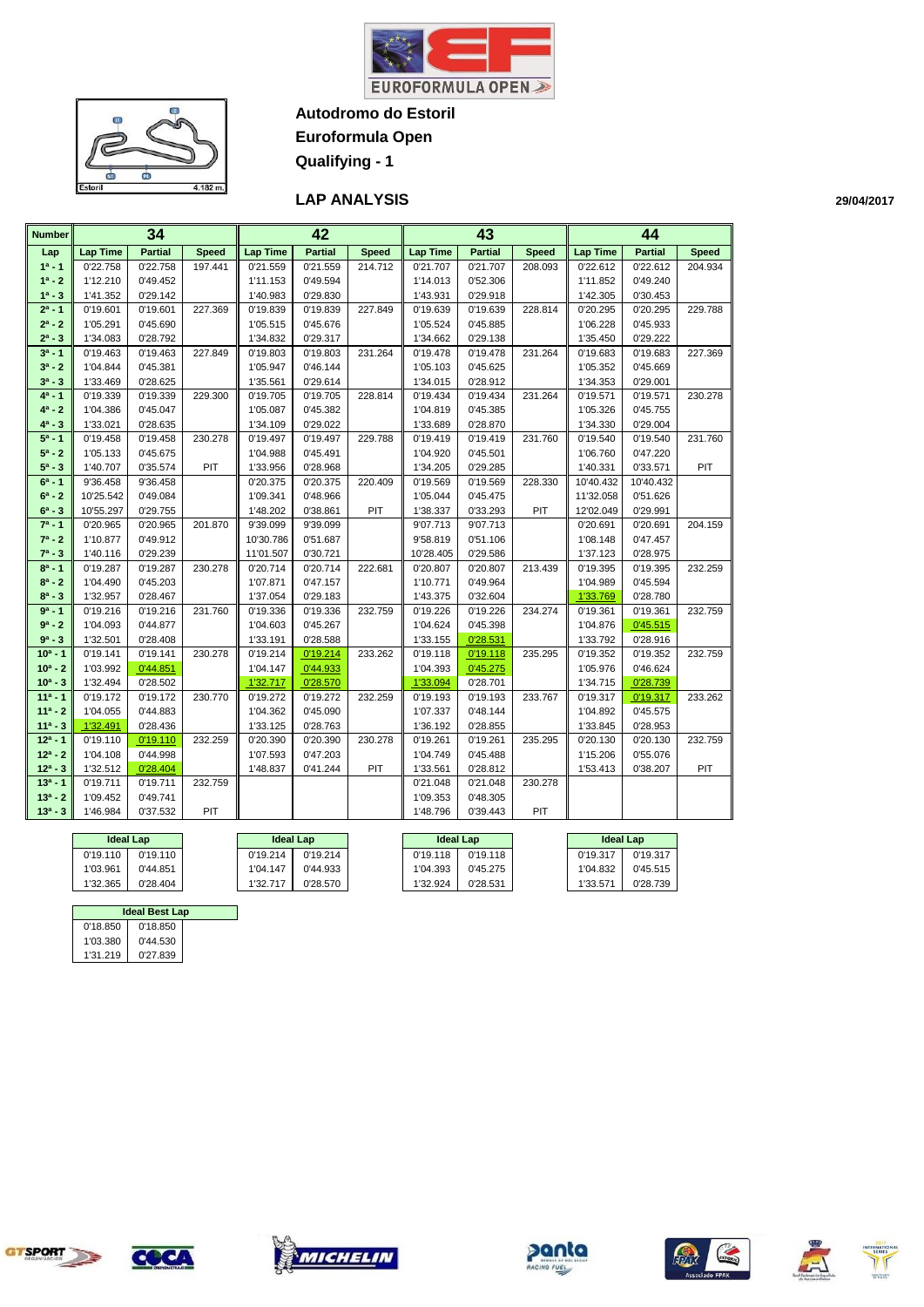**Autodromo do Estoril**

**Euroformula Open**

**Qualifying - 1**

## LAP ANALYSIS

29/04/2017

| Number | 34 | | | 42 | | | 43 | | | 44 | | |
|---|---|---|---|---|---|---|---|---|---|---|---|---|
| Lap | Lap Time | Partial | Speed | Lap Time | Partial | Speed | Lap Time | Partial | Speed | Lap Time | Partial | Speed |
| 1ª - 1 | 0'22.758 | 0'22.758 | 197.441 | 0'21.559 | 0'21.559 | 214.712 | 0'21.707 | 0'21.707 | 208.093 | 0'22.612 | 0'22.612 | 204.934 |
| 1ª - 2 | 1'12.210 | 0'49.452 | | 1'11.153 | 0'49.594 | | 1'14.013 | 0'52.306 | | 1'11.852 | 0'49.240 | |
| 1ª - 3 | 1'41.352 | 0'29.142 | | 1'40.983 | 0'29.830 | | 1'43.931 | 0'29.918 | | 1'42.305 | 0'30.453 | |
| 2ª - 1 | 0'19.601 | 0'19.601 | 227.369 | 0'19.839 | 0'19.839 | 227.849 | 0'19.639 | 0'19.639 | 228.814 | 0'20.295 | 0'20.295 | 229.788 |
| 2ª - 2 | 1'05.291 | 0'45.690 | | 1'05.515 | 0'45.676 | | 1'05.524 | 0'45.885 | | 1'06.228 | 0'45.933 | |
| 2ª - 3 | 1'34.083 | 0'28.792 | | 1'34.832 | 0'29.317 | | 1'34.662 | 0'29.138 | | 1'35.450 | 0'29.222 | |
| 3ª - 1 | 0'19.463 | 0'19.463 | 227.849 | 0'19.803 | 0'19.803 | 231.264 | 0'19.478 | 0'19.478 | 231.264 | 0'19.683 | 0'19.683 | 227.369 |
| 3ª - 2 | 1'04.844 | 0'45.381 | | 1'05.947 | 0'46.144 | | 1'05.103 | 0'45.625 | | 1'05.352 | 0'45.669 | |
| 3ª - 3 | 1'33.469 | 0'28.625 | | 1'35.561 | 0'29.614 | | 1'34.015 | 0'28.912 | | 1'34.353 | 0'29.001 | |
| 4ª - 1 | 0'19.339 | 0'19.339 | 229.300 | 0'19.705 | 0'19.705 | 228.814 | 0'19.434 | 0'19.434 | 231.264 | 0'19.571 | 0'19.571 | 230.278 |
| 4ª - 2 | 1'04.386 | 0'45.047 | | 1'05.087 | 0'45.382 | | 1'04.819 | 0'45.385 | | 1'05.326 | 0'45.755 | |
| 4ª - 3 | 1'33.021 | 0'28.635 | | 1'34.109 | 0'29.022 | | 1'33.689 | 0'28.870 | | 1'34.330 | 0'29.004 | |
| 5ª - 1 | 0'19.458 | 0'19.458 | 230.278 | 0'19.497 | 0'19.497 | 229.788 | 0'19.419 | 0'19.419 | 231.760 | 0'19.540 | 0'19.540 | 231.760 |
| 5ª - 2 | 1'05.133 | 0'45.675 | | 1'04.988 | 0'45.491 | | 1'04.920 | 0'45.501 | | 1'06.760 | 0'47.220 | |
| 5ª - 3 | 1'40.707 | 0'35.574 | PIT | 1'33.956 | 0'28.968 | | 1'34.205 | 0'29.285 | | 1'40.331 | 0'33.571 | PIT |
| 6ª - 1 | 9'36.458 | 9'36.458 | | 0'20.375 | 0'20.375 | 220.409 | 0'19.569 | 0'19.569 | 228.330 | 10'40.432 | 10'40.432 | |
| 6ª - 2 | 10'25.542 | 0'49.084 | | 1'09.341 | 0'48.966 | | 1'05.044 | 0'45.475 | | 11'32.058 | 0'51.626 | |
| 6ª - 3 | 10'55.297 | 0'29.755 | | 1'48.202 | 0'38.861 | PIT | 1'38.337 | 0'33.293 | PIT | 12'02.049 | 0'29.991 | |
| 7ª - 1 | 0'20.965 | 0'20.965 | 201.870 | 9'39.099 | 9'39.099 | | 9'07.713 | 9'07.713 | | 0'20.691 | 0'20.691 | 204.159 |
| 7ª - 2 | 1'10.877 | 0'49.912 | | 10'30.786 | 0'51.687 | | 9'58.819 | 0'51.106 | | 1'08.148 | 0'47.457 | |
| 7ª - 3 | 1'40.116 | 0'29.239 | | 11'01.507 | 0'30.721 | | 10'28.405 | 0'29.586 | | 1'37.123 | 0'28.975 | |
| 8ª - 1 | 0'19.287 | 0'19.287 | 230.278 | 0'20.714 | 0'20.714 | 222.681 | 0'20.807 | 0'20.807 | 213.439 | 0'19.395 | 0'19.395 | 232.259 |
| 8ª - 2 | 1'04.490 | 0'45.203 | | 1'07.871 | 0'47.157 | | 1'10.771 | 0'49.964 | | 1'04.989 | 0'45.594 | |
| 8ª - 3 | 1'32.957 | 0'28.467 | | 1'37.054 | 0'29.183 | | 1'43.375 | 0'32.604 | | 1'33.769 | 0'28.780 | |
| 9ª - 1 | 0'19.216 | 0'19.216 | 231.760 | 0'19.336 | 0'19.336 | 232.759 | 0'19.226 | 0'19.226 | 234.274 | 0'19.361 | 0'19.361 | 232.759 |
| 9ª - 2 | 1'04.093 | 0'44.877 | | 1'04.603 | 0'45.267 | | 1'04.624 | 0'45.398 | | 1'04.876 | 0'45.515 | |
| 9ª - 3 | 1'32.501 | 0'28.408 | | 1'33.191 | 0'28.588 | | 1'33.155 | 0'28.531 | | 1'33.792 | 0'28.916 | |
| 10ª - 1 | 0'19.141 | 0'19.141 | 230.278 | 0'19.214 | 0'19.214 | 233.262 | 0'19.118 | 0'19.118 | 235.295 | 0'19.352 | 0'19.352 | 232.759 |
| 10ª - 2 | 1'03.992 | 0'44.851 | | 1'04.147 | 0'44.933 | | 1'04.393 | 0'45.275 | | 1'05.976 | 0'46.624 | |
| 10ª - 3 | 1'32.494 | 0'28.502 | | 1'32.717 | 0'28.570 | | 1'33.094 | 0'28.701 | | 1'34.715 | 0'28.739 | |
| 11ª - 1 | 0'19.172 | 0'19.172 | 230.770 | 0'19.272 | 0'19.272 | 232.259 | 0'19.193 | 0'19.193 | 233.767 | 0'19.317 | 0'19.317 | 233.262 |
| 11ª - 2 | 1'04.055 | 0'44.883 | | 1'04.362 | 0'45.090 | | 1'07.337 | 0'48.144 | | 1'04.892 | 0'45.575 | |
| 11ª - 3 | 1'32.491 | 0'28.436 | | 1'33.125 | 0'28.763 | | 1'36.192 | 0'28.855 | | 1'33.845 | 0'28.953 | |
| 12ª - 1 | 0'19.110 | 0'19.110 | 232.259 | 0'20.390 | 0'20.390 | 230.278 | 0'19.261 | 0'19.261 | 235.295 | 0'20.130 | 0'20.130 | 232.759 |
| 12ª - 2 | 1'04.108 | 0'44.998 | | 1'07.593 | 0'47.203 | | 1'04.749 | 0'45.488 | | 1'15.206 | 0'55.076 | |
| 12ª - 3 | 1'32.512 | 0'28.404 | | 1'48.837 | 0'41.244 | PIT | 1'33.561 | 0'28.812 | | 1'53.413 | 0'38.207 | PIT |
| 13ª - 1 | 0'19.711 | 0'19.711 | 232.759 | | | | 0'21.048 | 0'21.048 | 230.278 | | | |
| 13ª - 2 | 1'09.452 | 0'49.741 | | | | | 1'09.353 | 0'48.305 | | | | |
| 13ª - 3 | 1'46.984 | 0'37.532 | PIT | | | | 1'48.796 | 0'39.443 | PIT | | | |

| Ideal Lap (34) | | Ideal Lap (42) | | Ideal Lap (43) | | Ideal Lap (44) | |
|---|---|---|---|---|---|---|---|
| 0'19.110 | 0'19.110 | 0'19.214 | 0'19.214 | 0'19.118 | 0'19.118 | 0'19.317 | 0'19.317 |
| 1'03.961 | 0'44.851 | 1'04.147 | 0'44.933 | 1'04.393 | 0'45.275 | 1'04.832 | 0'45.515 |
| 1'32.365 | 0'28.404 | 1'32.717 | 0'28.570 | 1'32.924 | 0'28.531 | 1'33.571 | 0'28.739 |

| Ideal Best Lap | |
|---|---|
| 0'18.850 | 0'18.850 |
| 1'03.380 | 0'44.530 |
| 1'31.219 | 0'27.839 |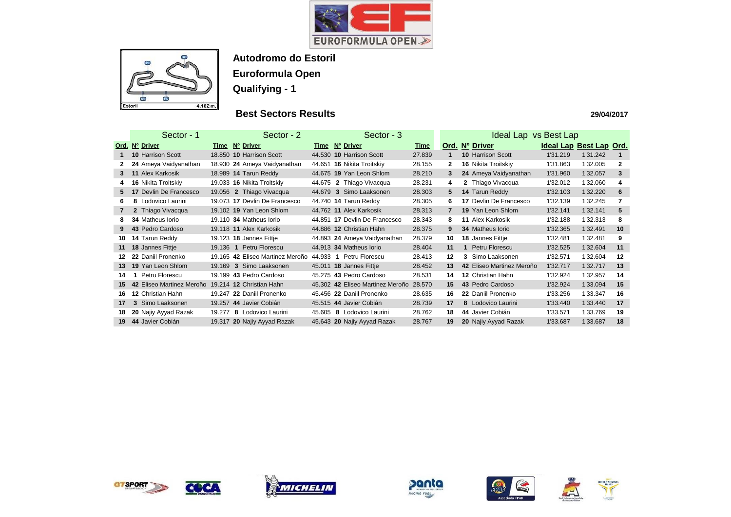**Autodromo do Estoril**

**Euroformula Open**

**Qualifying - 1**

## Best Sectors Results

**29/04/2017**

| Sector - 1 | | | | Sector - 2 | | | Sector - 3 | | |
|---|---|---|---|---|---|---|---|---|---|
| Ord. | Nº | Driver | Time | Nº | Driver | Time | Nº | Driver | Time |
| 1 | 10 | Harrison Scott | 18.850 | 10 | Harrison Scott | 44.530 | 10 | Harrison Scott | 27.839 |
| 2 | 24 | Ameya Vaidyanathan | 18.930 | 24 | Ameya Vaidyanathan | 44.651 | 16 | Nikita Troitskiy | 28.155 |
| 3 | 11 | Alex Karkosik | 18.989 | 14 | Tarun Reddy | 44.675 | 19 | Yan Leon Shlom | 28.210 |
| 4 | 16 | Nikita Troitskiy | 19.033 | 16 | Nikita Troitskiy | 44.675 | 2 | Thiago Vivacqua | 28.231 |
| 5 | 17 | Devlin De Francesco | 19.056 | 2 | Thiago Vivacqua | 44.679 | 3 | Simo Laaksonen | 28.303 |
| 6 | 8 | Lodovico Laurini | 19.073 | 17 | Devlin De Francesco | 44.740 | 14 | Tarun Reddy | 28.305 |
| 7 | 2 | Thiago Vivacqua | 19.102 | 19 | Yan Leon Shlom | 44.762 | 11 | Alex Karkosik | 28.313 |
| 8 | 34 | Matheus Iorio | 19.110 | 34 | Matheus Iorio | 44.851 | 17 | Devlin De Francesco | 28.343 |
| 9 | 43 | Pedro Cardoso | 19.118 | 11 | Alex Karkosik | 44.886 | 12 | Christian Hahn | 28.375 |
| 10 | 14 | Tarun Reddy | 19.123 | 18 | Jannes Fittje | 44.893 | 24 | Ameya Vaidyanathan | 28.379 |
| 11 | 18 | Jannes Fittje | 19.136 | 1 | Petru Florescu | 44.913 | 34 | Matheus Iorio | 28.404 |
| 12 | 22 | Daniil Pronenko | 19.165 | 42 | Eliseo Martinez Meroño | 44.933 | 1 | Petru Florescu | 28.413 |
| 13 | 19 | Yan Leon Shlom | 19.169 | 3 | Simo Laaksonen | 45.011 | 18 | Jannes Fittje | 28.452 |
| 14 | 1 | Petru Florescu | 19.199 | 43 | Pedro Cardoso | 45.275 | 43 | Pedro Cardoso | 28.531 |
| 15 | 42 | Eliseo Martinez Meroño | 19.214 | 12 | Christian Hahn | 45.302 | 42 | Eliseo Martinez Meroño | 28.570 |
| 16 | 12 | Christian Hahn | 19.247 | 22 | Daniil Pronenko | 45.456 | 22 | Daniil Pronenko | 28.635 |
| 17 | 3 | Simo Laaksonen | 19.257 | 44 | Javier Cobián | 45.515 | 44 | Javier Cobián | 28.739 |
| 18 | 20 | Najiy Ayyad Razak | 19.277 | 8 | Lodovico Laurini | 45.605 | 8 | Lodovico Laurini | 28.762 |
| 19 | 44 | Javier Cobián | 19.317 | 20 | Najiy Ayyad Razak | 45.643 | 20 | Najiy Ayyad Razak | 28.767 |

| Ideal Lap vs Best Lap | | | | | |
|---|---|---|---|---|---|
| Ord. | Nº | Driver | Ideal Lap | Best Lap | Ord. |
| 1 | 10 | Harrison Scott | 1'31.219 | 1'31.242 | 1 |
| 2 | 16 | Nikita Troitskiy | 1'31.863 | 1'32.005 | 2 |
| 3 | 24 | Ameya Vaidyanathan | 1'31.960 | 1'32.057 | 3 |
| 4 | 2 | Thiago Vivacqua | 1'32.012 | 1'32.060 | 4 |
| 5 | 14 | Tarun Reddy | 1'32.103 | 1'32.220 | 6 |
| 6 | 17 | Devlin De Francesco | 1'32.139 | 1'32.245 | 7 |
| 7 | 19 | Yan Leon Shlom | 1'32.141 | 1'32.141 | 5 |
| 8 | 11 | Alex Karkosik | 1'32.188 | 1'32.313 | 8 |
| 9 | 34 | Matheus Iorio | 1'32.365 | 1'32.491 | 10 |
| 10 | 18 | Jannes Fittje | 1'32.481 | 1'32.481 | 9 |
| 11 | 1 | Petru Florescu | 1'32.525 | 1'32.604 | 11 |
| 12 | 3 | Simo Laaksonen | 1'32.571 | 1'32.604 | 12 |
| 13 | 42 | Eliseo Martinez Meroño | 1'32.717 | 1'32.717 | 13 |
| 14 | 12 | Christian Hahn | 1'32.924 | 1'32.957 | 14 |
| 15 | 43 | Pedro Cardoso | 1'32.924 | 1'33.094 | 15 |
| 16 | 22 | Daniil Pronenko | 1'33.256 | 1'33.347 | 16 |
| 17 | 8 | Lodovico Laurini | 1'33.440 | 1'33.440 | 17 |
| 18 | 44 | Javier Cobián | 1'33.571 | 1'33.769 | 19 |
| 19 | 20 | Najiy Ayyad Razak | 1'33.687 | 1'33.687 | 18 |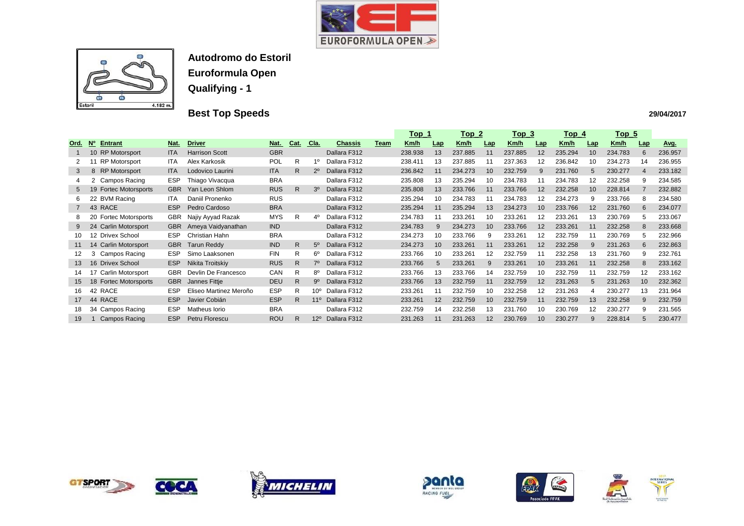# Autodromo do Estoril

## Euroformula Open

## Qualifying - 1

### Best Top Speeds

29/04/2017

| Ord. | Nº | Entrant | Nat. | Driver | Nat. | Cat. | Cla. | Chassis | Team | Top 1 Km/h | Lap | Top 2 Km/h | Lap | Top 3 Km/h | Lap | Top 4 Km/h | Lap | Top 5 Km/h | Lap | Avg. |
|---|---|---|---|---|---|---|---|---|---|---|---|---|---|---|---|---|---|---|---|---|
| 1 | 10 | RP Motorsport | ITA | Harrison Scott | GBR | | | Dallara F312 | | 238.938 | 13 | 237.885 | 11 | 237.885 | 12 | 235.294 | 10 | 234.783 | 6 | 236.957 |
| 2 | 11 | RP Motorsport | ITA | Alex Karkosik | POL | R | 1º | Dallara F312 | | 238.411 | 13 | 237.885 | 11 | 237.363 | 12 | 236.842 | 10 | 234.273 | 14 | 236.955 |
| 3 | 8 | RP Motorsport | ITA | Lodovico Laurini | ITA | R | 2º | Dallara F312 | | 236.842 | 11 | 234.273 | 10 | 232.759 | 9 | 231.760 | 5 | 230.277 | 4 | 233.182 |
| 4 | 2 | Campos Racing | ESP | Thiago Vivacqua | BRA | | | Dallara F312 | | 235.808 | 13 | 235.294 | 10 | 234.783 | 11 | 234.783 | 12 | 232.258 | 9 | 234.585 |
| 5 | 19 | Fortec Motorsports | GBR | Yan Leon Shlom | RUS | R | 3º | Dallara F312 | | 235.808 | 13 | 233.766 | 11 | 233.766 | 12 | 232.258 | 10 | 228.814 | 7 | 232.882 |
| 6 | 22 | BVM Racing | ITA | Daniil Pronenko | RUS | | | Dallara F312 | | 235.294 | 10 | 234.783 | 11 | 234.783 | 12 | 234.273 | 9 | 233.766 | 8 | 234.580 |
| 7 | 43 | RACE | ESP | Pedro Cardoso | BRA | | | Dallara F312 | | 235.294 | 11 | 235.294 | 13 | 234.273 | 10 | 233.766 | 12 | 231.760 | 6 | 234.077 |
| 8 | 20 | Fortec Motorsports | GBR | Najiy Ayyad Razak | MYS | R | 4º | Dallara F312 | | 234.783 | 11 | 233.261 | 10 | 233.261 | 12 | 233.261 | 13 | 230.769 | 5 | 233.067 |
| 9 | 24 | Carlin Motorsport | GBR | Ameya Vaidyanathan | IND | | | Dallara F312 | | 234.783 | 9 | 234.273 | 10 | 233.766 | 12 | 233.261 | 11 | 232.258 | 8 | 233.668 |
| 10 | 12 | Drivex School | ESP | Christian Hahn | BRA | | | Dallara F312 | | 234.273 | 10 | 233.766 | 9 | 233.261 | 12 | 232.759 | 11 | 230.769 | 5 | 232.966 |
| 11 | 14 | Carlin Motorsport | GBR | Tarun Reddy | IND | R | 5º | Dallara F312 | | 234.273 | 10 | 233.261 | 11 | 233.261 | 12 | 232.258 | 9 | 231.263 | 6 | 232.863 |
| 12 | 3 | Campos Racing | ESP | Simo Laaksonen | FIN | R | 6º | Dallara F312 | | 233.766 | 10 | 233.261 | 12 | 232.759 | 11 | 232.258 | 13 | 231.760 | 9 | 232.761 |
| 13 | 16 | Drivex School | ESP | Nikita Troitskiy | RUS | R | 7º | Dallara F312 | | 233.766 | 5 | 233.261 | 9 | 233.261 | 10 | 233.261 | 11 | 232.258 | 8 | 233.162 |
| 14 | 17 | Carlin Motorsport | GBR | Devlin De Francesco | CAN | R | 8º | Dallara F312 | | 233.766 | 13 | 233.766 | 14 | 232.759 | 10 | 232.759 | 11 | 232.759 | 12 | 233.162 |
| 15 | 18 | Fortec Motorsports | GBR | Jannes Fittje | DEU | R | 9º | Dallara F312 | | 233.766 | 13 | 232.759 | 11 | 232.759 | 12 | 231.263 | 5 | 231.263 | 10 | 232.362 |
| 16 | 42 | RACE | ESP | Eliseo Martinez Meroño | ESP | R | 10º | Dallara F312 | | 233.261 | 11 | 232.759 | 10 | 232.258 | 12 | 231.263 | 4 | 230.277 | 13 | 231.964 |
| 17 | 44 | RACE | ESP | Javier Cobián | ESP | R | 11º | Dallara F312 | | 233.261 | 12 | 232.759 | 10 | 232.759 | 11 | 232.759 | 13 | 232.258 | 9 | 232.759 |
| 18 | 34 | Campos Racing | ESP | Matheus Iorio | BRA | | | Dallara F312 | | 232.759 | 14 | 232.258 | 13 | 231.760 | 10 | 230.769 | 12 | 230.277 | 9 | 231.565 |
| 19 | 1 | Campos Racing | ESP | Petru Florescu | ROU | R | 12º | Dallara F312 | | 231.263 | 11 | 231.263 | 12 | 230.769 | 10 | 230.277 | 9 | 228.814 | 5 | 230.477 |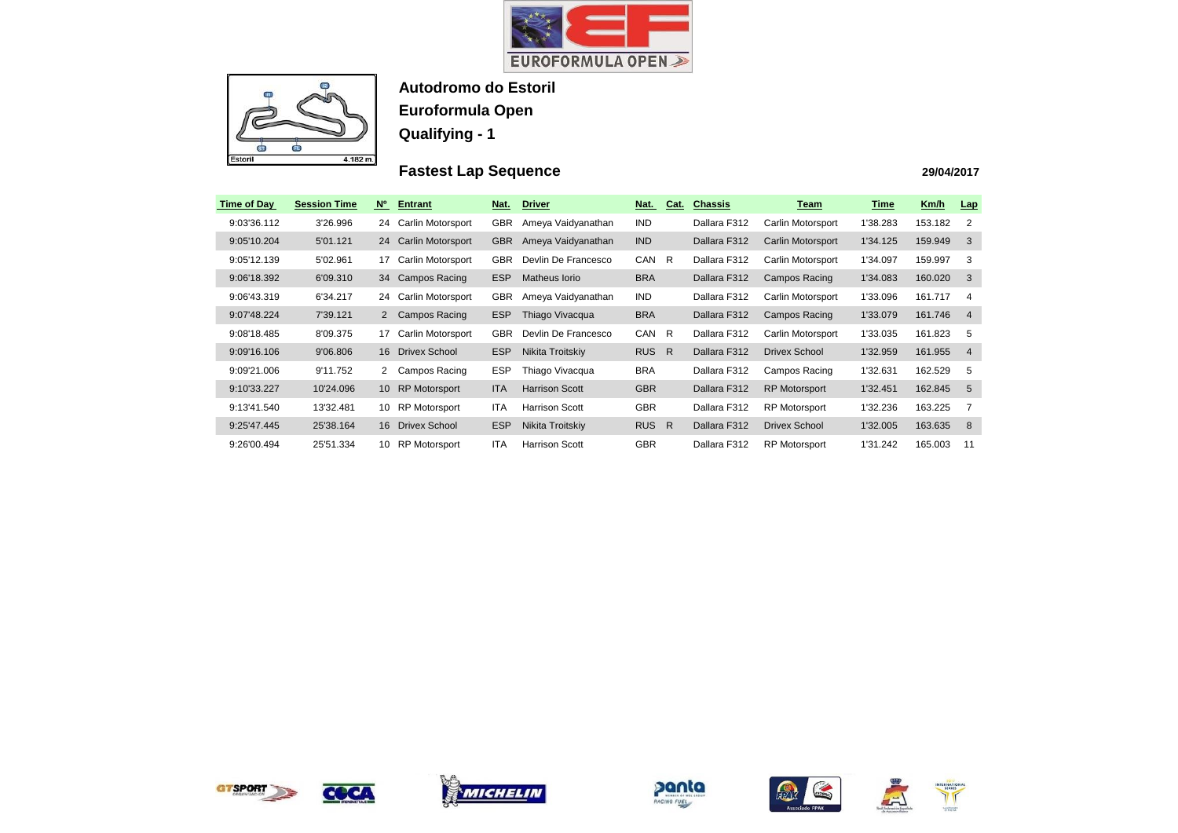EUROFORMULA OPEN

Estoril 4.182 m.

## Autodromo do Estoril

## Euroformula Open

## Qualifying - 1

### Fastest Lap Sequence

29/04/2017

| Time of Day | Session Time | Nº | Entrant | Nat. | Driver | Nat. | Cat. | Chassis | Team | Time | Km/h | Lap |
|---|---|---|---|---|---|---|---|---|---|---|---|---|
| 9:03'36.112 | 3'26.996 | 24 | Carlin Motorsport | GBR | Ameya Vaidyanathan | IND | | Dallara F312 | Carlin Motorsport | 1'38.283 | 153.182 | 2 |
| 9:05'10.204 | 5'01.121 | 24 | Carlin Motorsport | GBR | Ameya Vaidyanathan | IND | | Dallara F312 | Carlin Motorsport | 1'34.125 | 159.949 | 3 |
| 9:05'12.139 | 5'02.961 | 17 | Carlin Motorsport | GBR | Devlin De Francesco | CAN | R | Dallara F312 | Carlin Motorsport | 1'34.097 | 159.997 | 3 |
| 9:06'18.392 | 6'09.310 | 34 | Campos Racing | ESP | Matheus Iorio | BRA | | Dallara F312 | Campos Racing | 1'34.083 | 160.020 | 3 |
| 9:06'43.319 | 6'34.217 | 24 | Carlin Motorsport | GBR | Ameya Vaidyanathan | IND | | Dallara F312 | Carlin Motorsport | 1'33.096 | 161.717 | 4 |
| 9:07'48.224 | 7'39.121 | 2 | Campos Racing | ESP | Thiago Vivacqua | BRA | | Dallara F312 | Campos Racing | 1'33.079 | 161.746 | 4 |
| 9:08'18.485 | 8'09.375 | 17 | Carlin Motorsport | GBR | Devlin De Francesco | CAN | R | Dallara F312 | Carlin Motorsport | 1'33.035 | 161.823 | 5 |
| 9:09'16.106 | 9'06.806 | 16 | Drivex School | ESP | Nikita Troitskiy | RUS | R | Dallara F312 | Drivex School | 1'32.959 | 161.955 | 4 |
| 9:09'21.006 | 9'11.752 | 2 | Campos Racing | ESP | Thiago Vivacqua | BRA | | Dallara F312 | Campos Racing | 1'32.631 | 162.529 | 5 |
| 9:10'33.227 | 10'24.096 | 10 | RP Motorsport | ITA | Harrison Scott | GBR | | Dallara F312 | RP Motorsport | 1'32.451 | 162.845 | 5 |
| 9:13'41.540 | 13'32.481 | 10 | RP Motorsport | ITA | Harrison Scott | GBR | | Dallara F312 | RP Motorsport | 1'32.236 | 163.225 | 7 |
| 9:25'47.445 | 25'38.164 | 16 | Drivex School | ESP | Nikita Troitskiy | RUS | R | Dallara F312 | Drivex School | 1'32.005 | 163.635 | 8 |
| 9:26'00.494 | 25'51.334 | 10 | RP Motorsport | ITA | Harrison Scott | GBR | | Dallara F312 | RP Motorsport | 1'31.242 | 165.003 | 11 |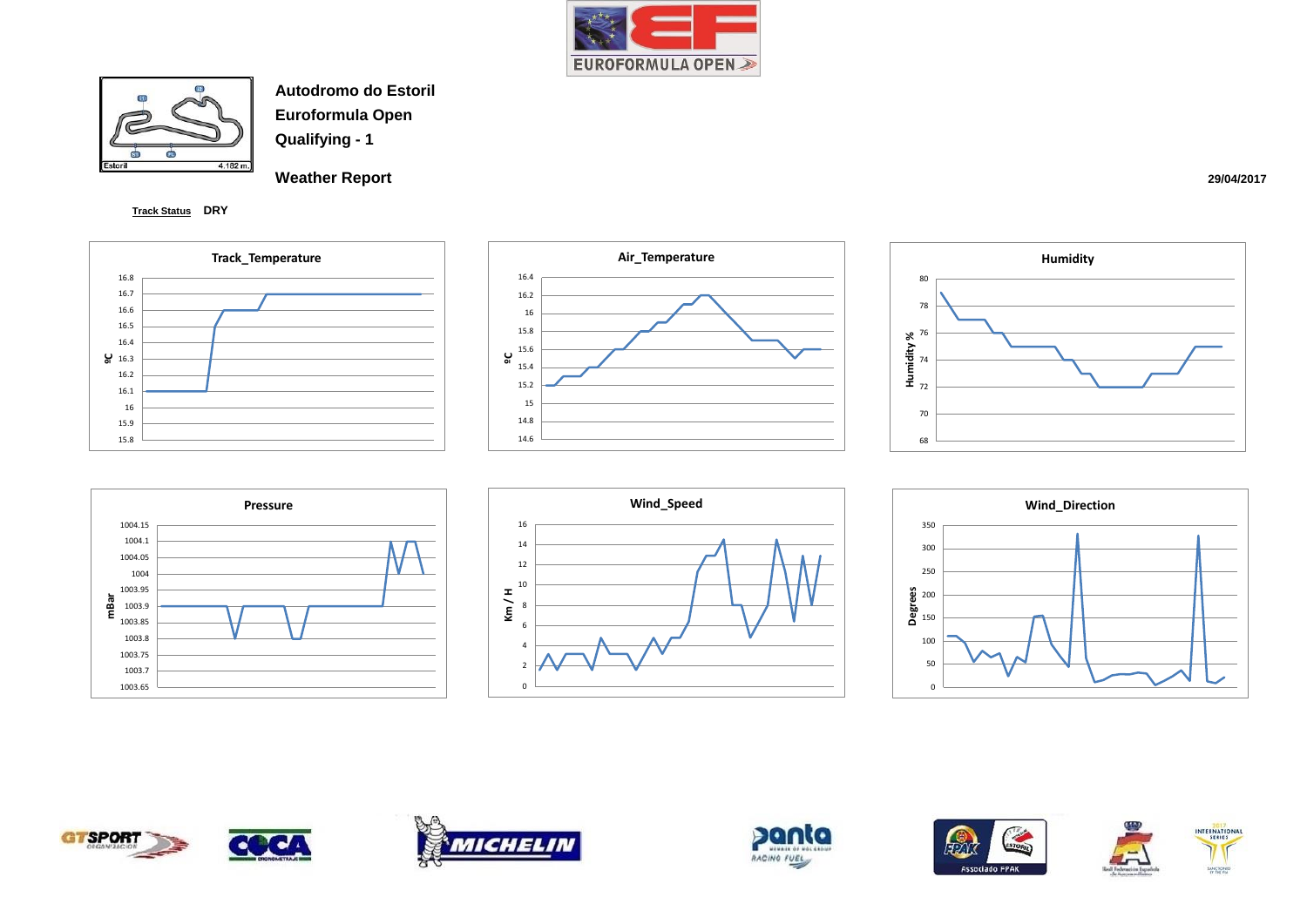EUROFORMULA OPEN

Estoril 4.182 m.

**Autodromo do Estoril**

**Euroformula Open**

**Qualifying - 1**

**Weather Report**

29/04/2017

Track Status DRY

Track_Temperature

ºC

16.8
16.7
16.6
16.5
16.4
16.3
16.2
16.1
16
15.9
15.8

Air_Temperature

ºC

16.4
16.2
16
15.8
15.6
15.4
15.2
15
14.8
14.6

Humidity

Humidity %

80
78
76
74
72
70
68

Pressure

mBar

1004.15
1004.1
1004.05
1004
1003.95
1003.9
1003.85
1003.8
1003.75
1003.7
1003.65

Wind_Speed

Km / H

16
14
12
10
8
6
4
2
0

Wind_Direction

Degrees

350
300
250
200
150
100
50
0